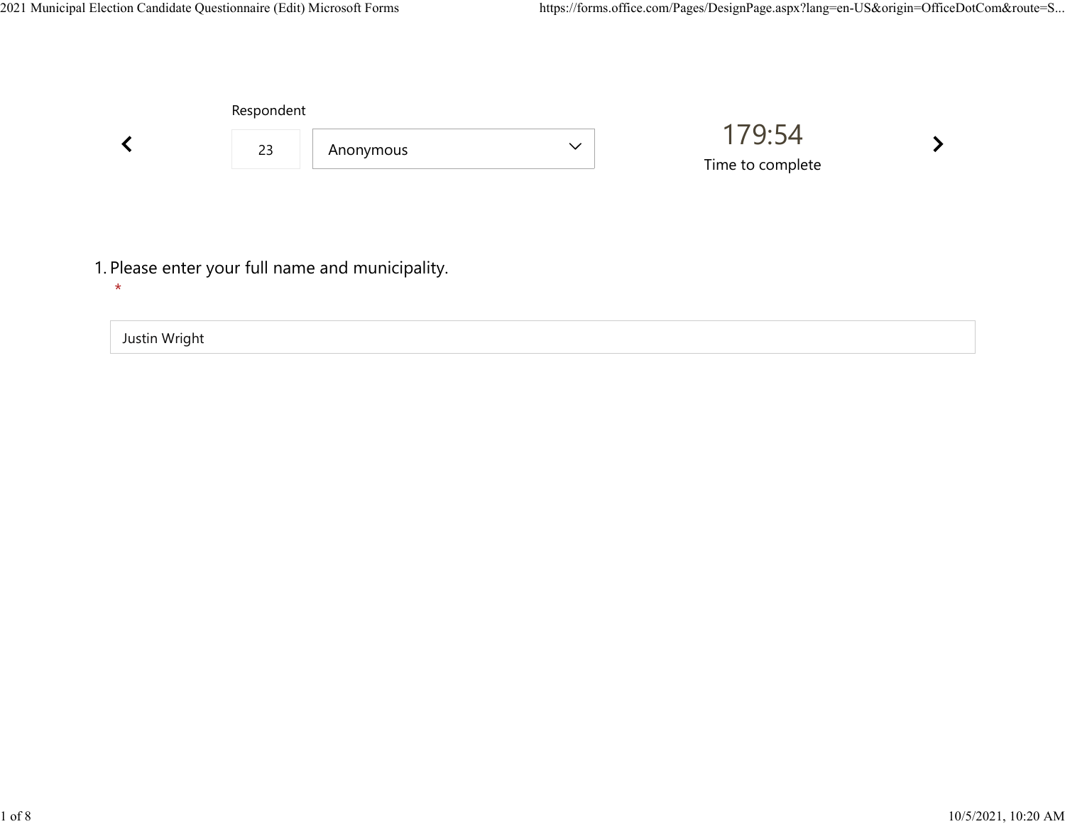Respondent

23 | Anonymous

179:54

Time to complete

1. Please enter your full name and municipality.
*

Justin Wright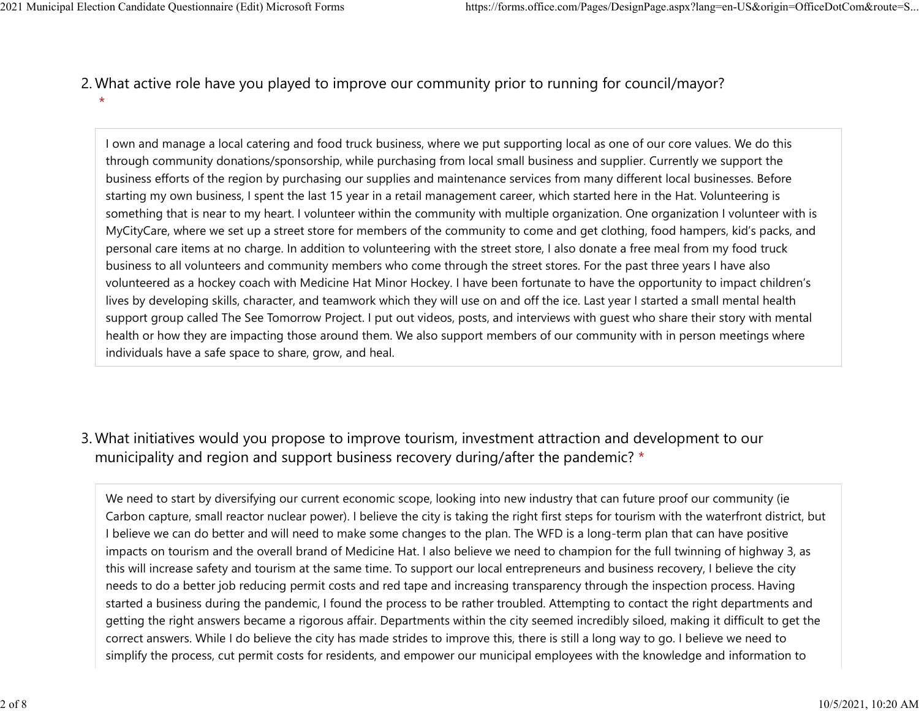2. What active role have you played to improve our community prior to running for council/mayor? *

I own and manage a local catering and food truck business, where we put supporting local as one of our core values. We do this through community donations/sponsorship, while purchasing from local small business and supplier. Currently we support the business efforts of the region by purchasing our supplies and maintenance services from many different local businesses. Before starting my own business, I spent the last 15 year in a retail management career, which started here in the Hat. Volunteering is something that is near to my heart. I volunteer within the community with multiple organization. One organization I volunteer with is MyCityCare, where we set up a street store for members of the community to come and get clothing, food hampers, kid's packs, and personal care items at no charge. In addition to volunteering with the street store, I also donate a free meal from my food truck business to all volunteers and community members who come through the street stores. For the past three years I have also volunteered as a hockey coach with Medicine Hat Minor Hockey. I have been fortunate to have the opportunity to impact children's lives by developing skills, character, and teamwork which they will use on and off the ice. Last year I started a small mental health support group called The See Tomorrow Project. I put out videos, posts, and interviews with guest who share their story with mental health or how they are impacting those around them. We also support members of our community with in person meetings where individuals have a safe space to share, grow, and heal.

3. What initiatives would you propose to improve tourism, investment attraction and development to our municipality and region and support business recovery during/after the pandemic? *

We need to start by diversifying our current economic scope, looking into new industry that can future proof our community (ie Carbon capture, small reactor nuclear power). I believe the city is taking the right first steps for tourism with the waterfront district, but I believe we can do better and will need to make some changes to the plan. The WFD is a long-term plan that can have positive impacts on tourism and the overall brand of Medicine Hat. I also believe we need to champion for the full twinning of highway 3, as this will increase safety and tourism at the same time. To support our local entrepreneurs and business recovery, I believe the city needs to do a better job reducing permit costs and red tape and increasing transparency through the inspection process. Having started a business during the pandemic, I found the process to be rather troubled. Attempting to contact the right departments and getting the right answers became a rigorous affair. Departments within the city seemed incredibly siloed, making it difficult to get the correct answers. While I do believe the city has made strides to improve this, there is still a long way to go. I believe we need to simplify the process, cut permit costs for residents, and empower our municipal employees with the knowledge and information to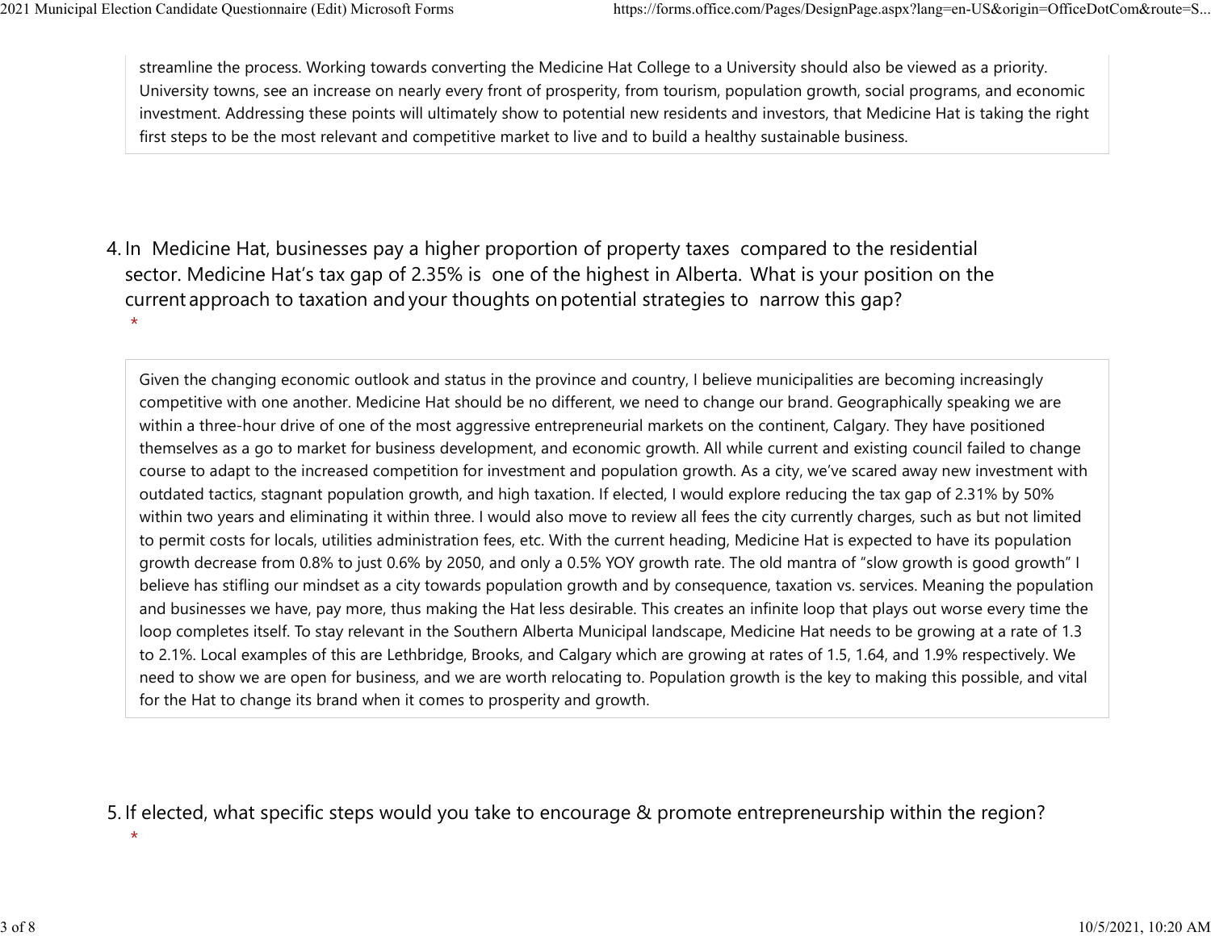streamline the process. Working towards converting the Medicine Hat College to a University should also be viewed as a priority. University towns, see an increase on nearly every front of prosperity, from tourism, population growth, social programs, and economic investment. Addressing these points will ultimately show to potential new residents and investors, that Medicine Hat is taking the right first steps to be the most relevant and competitive market to live and to build a healthy sustainable business.

4. In Medicine Hat, businesses pay a higher proportion of property taxes compared to the residential sector. Medicine Hat's tax gap of 2.35% is one of the highest in Alberta. What is your position on the current approach to taxation and your thoughts on potential strategies to narrow this gap? *

Given the changing economic outlook and status in the province and country, I believe municipalities are becoming increasingly competitive with one another. Medicine Hat should be no different, we need to change our brand. Geographically speaking we are within a three-hour drive of one of the most aggressive entrepreneurial markets on the continent, Calgary. They have positioned themselves as a go to market for business development, and economic growth. All while current and existing council failed to change course to adapt to the increased competition for investment and population growth. As a city, we've scared away new investment with outdated tactics, stagnant population growth, and high taxation. If elected, I would explore reducing the tax gap of 2.31% by 50% within two years and eliminating it within three. I would also move to review all fees the city currently charges, such as but not limited to permit costs for locals, utilities administration fees, etc. With the current heading, Medicine Hat is expected to have its population growth decrease from 0.8% to just 0.6% by 2050, and only a 0.5% YOY growth rate. The old mantra of "slow growth is good growth" I believe has stifling our mindset as a city towards population growth and by consequence, taxation vs. services. Meaning the population and businesses we have, pay more, thus making the Hat less desirable. This creates an infinite loop that plays out worse every time the loop completes itself. To stay relevant in the Southern Alberta Municipal landscape, Medicine Hat needs to be growing at a rate of 1.3 to 2.1%. Local examples of this are Lethbridge, Brooks, and Calgary which are growing at rates of 1.5, 1.64, and 1.9% respectively. We need to show we are open for business, and we are worth relocating to. Population growth is the key to making this possible, and vital for the Hat to change its brand when it comes to prosperity and growth.

5. If elected, what specific steps would you take to encourage & promote entrepreneurship within the region? *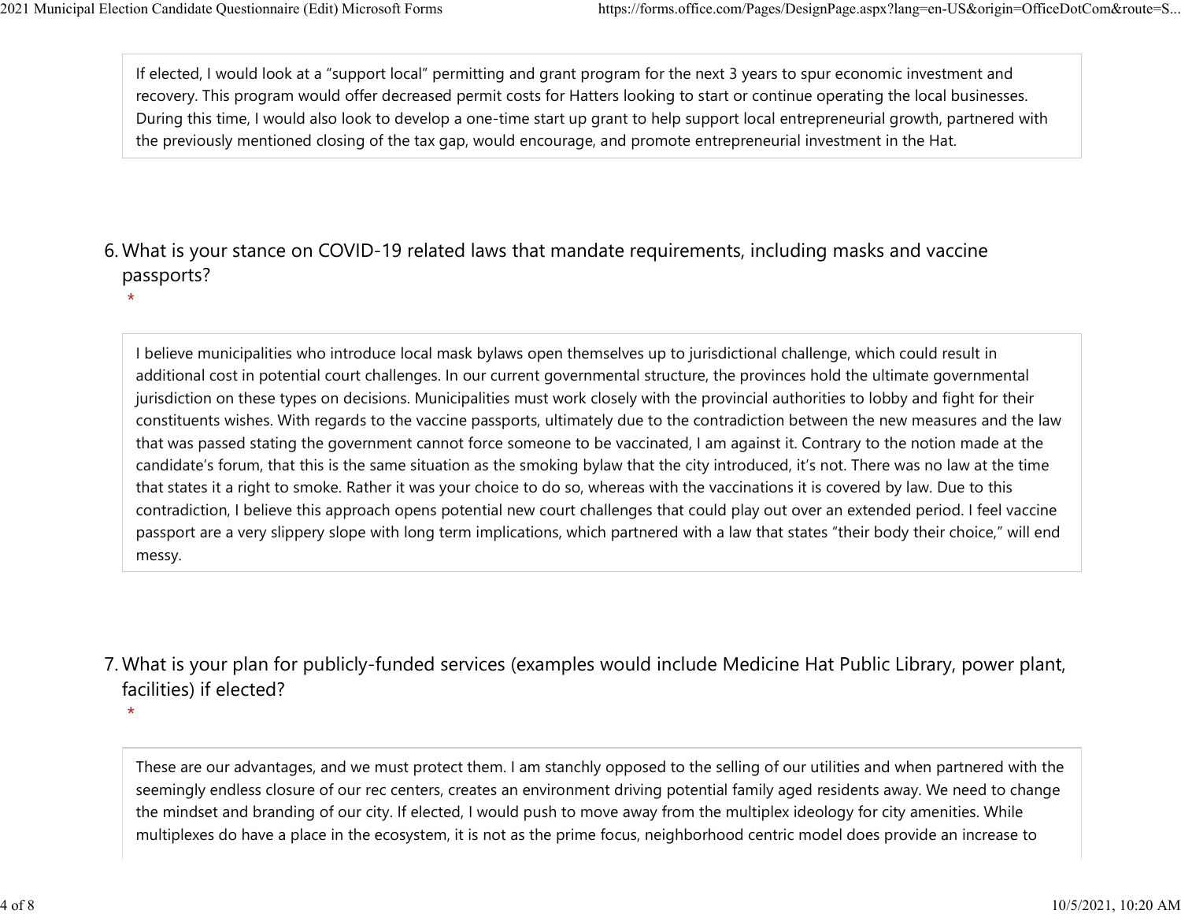If elected, I would look at a "support local" permitting and grant program for the next 3 years to spur economic investment and recovery. This program would offer decreased permit costs for Hatters looking to start or continue operating the local businesses. During this time, I would also look to develop a one-time start up grant to help support local entrepreneurial growth, partnered with the previously mentioned closing of the tax gap, would encourage, and promote entrepreneurial investment in the Hat.

6. What is your stance on COVID-19 related laws that mandate requirements, including masks and vaccine passports? *

I believe municipalities who introduce local mask bylaws open themselves up to jurisdictional challenge, which could result in additional cost in potential court challenges. In our current governmental structure, the provinces hold the ultimate governmental jurisdiction on these types on decisions. Municipalities must work closely with the provincial authorities to lobby and fight for their constituents wishes. With regards to the vaccine passports, ultimately due to the contradiction between the new measures and the law that was passed stating the government cannot force someone to be vaccinated, I am against it. Contrary to the notion made at the candidate's forum, that this is the same situation as the smoking bylaw that the city introduced, it's not. There was no law at the time that states it a right to smoke. Rather it was your choice to do so, whereas with the vaccinations it is covered by law. Due to this contradiction, I believe this approach opens potential new court challenges that could play out over an extended period. I feel vaccine passport are a very slippery slope with long term implications, which partnered with a law that states "their body their choice," will end messy.

7. What is your plan for publicly-funded services (examples would include Medicine Hat Public Library, power plant, facilities) if elected? *

These are our advantages, and we must protect them. I am stanchly opposed to the selling of our utilities and when partnered with the seemingly endless closure of our rec centers, creates an environment driving potential family aged residents away. We need to change the mindset and branding of our city. If elected, I would push to move away from the multiplex ideology for city amenities. While multiplexes do have a place in the ecosystem, it is not as the prime focus, neighborhood centric model does provide an increase to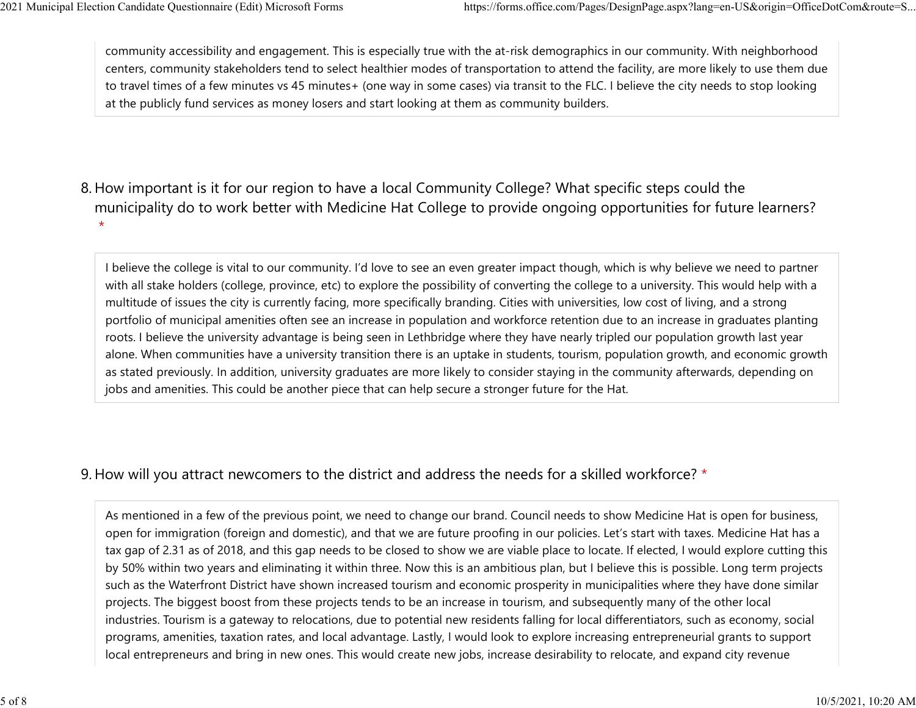community accessibility and engagement. This is especially true with the at-risk demographics in our community. With neighborhood centers, community stakeholders tend to select healthier modes of transportation to attend the facility, are more likely to use them due to travel times of a few minutes vs 45 minutes+ (one way in some cases) via transit to the FLC. I believe the city needs to stop looking at the publicly fund services as money losers and start looking at them as community builders.

8. How important is it for our region to have a local Community College? What specific steps could the municipality do to work better with Medicine Hat College to provide ongoing opportunities for future learners? *

I believe the college is vital to our community. I'd love to see an even greater impact though, which is why believe we need to partner with all stake holders (college, province, etc) to explore the possibility of converting the college to a university. This would help with a multitude of issues the city is currently facing, more specifically branding. Cities with universities, low cost of living, and a strong portfolio of municipal amenities often see an increase in population and workforce retention due to an increase in graduates planting roots. I believe the university advantage is being seen in Lethbridge where they have nearly tripled our population growth last year alone. When communities have a university transition there is an uptake in students, tourism, population growth, and economic growth as stated previously. In addition, university graduates are more likely to consider staying in the community afterwards, depending on jobs and amenities. This could be another piece that can help secure a stronger future for the Hat.

9. How will you attract newcomers to the district and address the needs for a skilled workforce? *

As mentioned in a few of the previous point, we need to change our brand. Council needs to show Medicine Hat is open for business, open for immigration (foreign and domestic), and that we are future proofing in our policies. Let's start with taxes. Medicine Hat has a tax gap of 2.31 as of 2018, and this gap needs to be closed to show we are viable place to locate. If elected, I would explore cutting this by 50% within two years and eliminating it within three. Now this is an ambitious plan, but I believe this is possible. Long term projects such as the Waterfront District have shown increased tourism and economic prosperity in municipalities where they have done similar projects. The biggest boost from these projects tends to be an increase in tourism, and subsequently many of the other local industries. Tourism is a gateway to relocations, due to potential new residents falling for local differentiators, such as economy, social programs, amenities, taxation rates, and local advantage. Lastly, I would look to explore increasing entrepreneurial grants to support local entrepreneurs and bring in new ones. This would create new jobs, increase desirability to relocate, and expand city revenue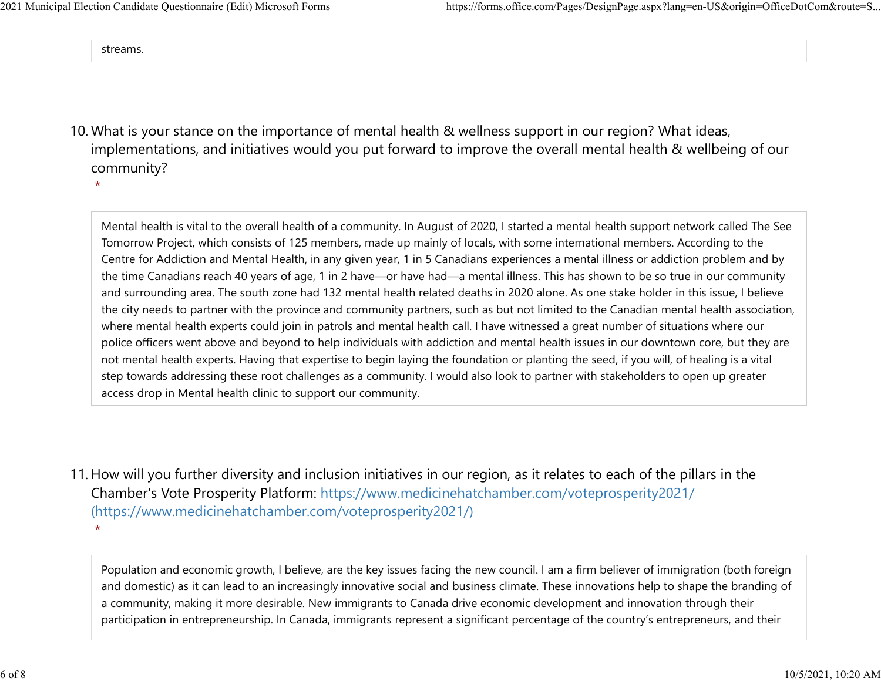streams.

10. What is your stance on the importance of mental health & wellness support in our region? What ideas, implementations, and initiatives would you put forward to improve the overall mental health & wellbeing of our community?
 *

Mental health is vital to the overall health of a community. In August of 2020, I started a mental health support network called The See Tomorrow Project, which consists of 125 members, made up mainly of locals, with some international members. According to the Centre for Addiction and Mental Health, in any given year, 1 in 5 Canadians experiences a mental illness or addiction problem and by the time Canadians reach 40 years of age, 1 in 2 have—or have had—a mental illness. This has shown to be so true in our community and surrounding area. The south zone had 132 mental health related deaths in 2020 alone. As one stake holder in this issue, I believe the city needs to partner with the province and community partners, such as but not limited to the Canadian mental health association, where mental health experts could join in patrols and mental health call. I have witnessed a great number of situations where our police officers went above and beyond to help individuals with addiction and mental health issues in our downtown core, but they are not mental health experts. Having that expertise to begin laying the foundation or planting the seed, if you will, of healing is a vital step towards addressing these root challenges as a community. I would also look to partner with stakeholders to open up greater access drop in Mental health clinic to support our community.

11. How will you further diversity and inclusion initiatives in our region, as it relates to each of the pillars in the Chamber's Vote Prosperity Platform: https://www.medicinehatchamber.com/voteprosperity2021/ (https://www.medicinehatchamber.com/voteprosperity2021/)
 *

Population and economic growth, I believe, are the key issues facing the new council. I am a firm believer of immigration (both foreign and domestic) as it can lead to an increasingly innovative social and business climate. These innovations help to shape the branding of a community, making it more desirable. New immigrants to Canada drive economic development and innovation through their participation in entrepreneurship. In Canada, immigrants represent a significant percentage of the country's entrepreneurs, and their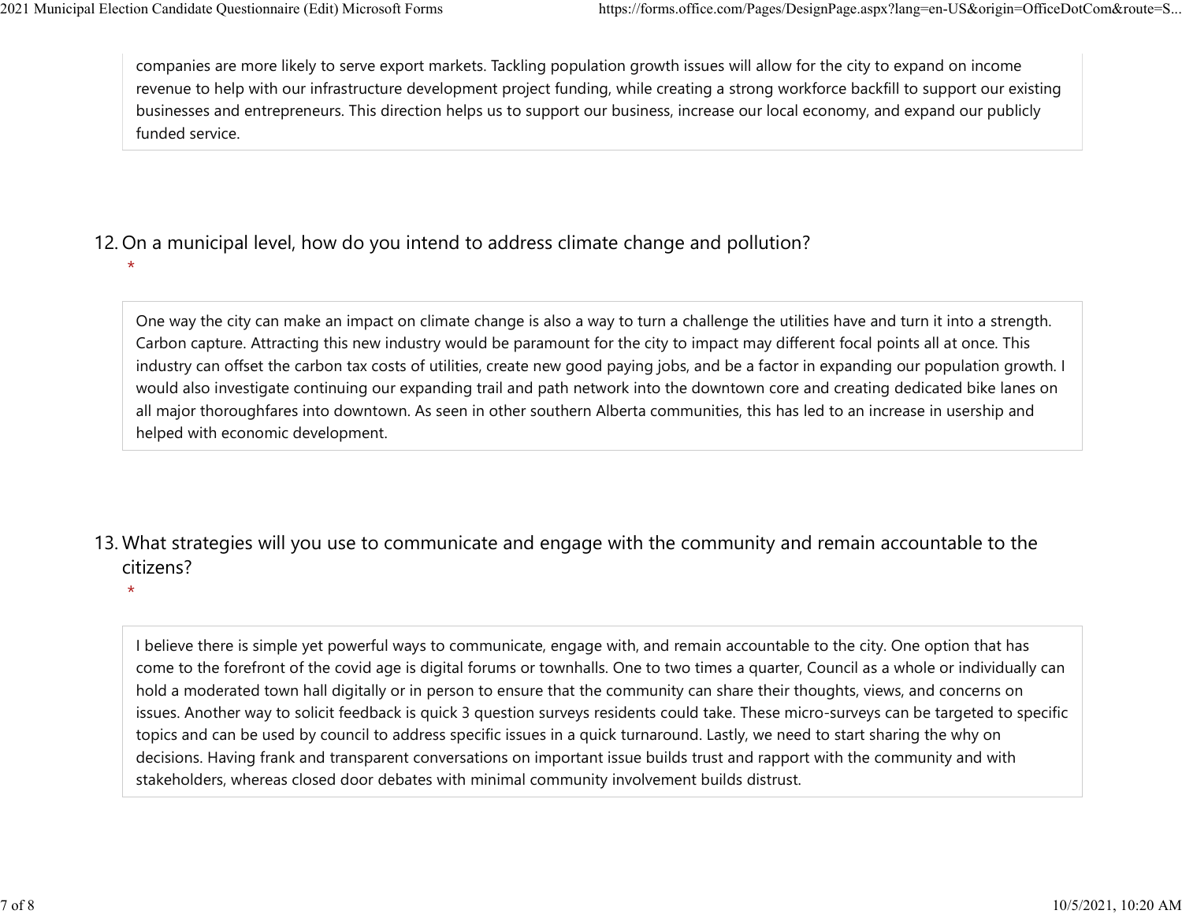companies are more likely to serve export markets. Tackling population growth issues will allow for the city to expand on income revenue to help with our infrastructure development project funding, while creating a strong workforce backfill to support our existing businesses and entrepreneurs. This direction helps us to support our business, increase our local economy, and expand our publicly funded service.

12. On a municipal level, how do you intend to address climate change and pollution?
 *

One way the city can make an impact on climate change is also a way to turn a challenge the utilities have and turn it into a strength. Carbon capture. Attracting this new industry would be paramount for the city to impact may different focal points all at once. This industry can offset the carbon tax costs of utilities, create new good paying jobs, and be a factor in expanding our population growth. I would also investigate continuing our expanding trail and path network into the downtown core and creating dedicated bike lanes on all major thoroughfares into downtown. As seen in other southern Alberta communities, this has led to an increase in usership and helped with economic development.

13. What strategies will you use to communicate and engage with the community and remain accountable to the citizens?
 *

I believe there is simple yet powerful ways to communicate, engage with, and remain accountable to the city. One option that has come to the forefront of the covid age is digital forums or townhalls. One to two times a quarter, Council as a whole or individually can hold a moderated town hall digitally or in person to ensure that the community can share their thoughts, views, and concerns on issues. Another way to solicit feedback is quick 3 question surveys residents could take. These micro-surveys can be targeted to specific topics and can be used by council to address specific issues in a quick turnaround. Lastly, we need to start sharing the why on decisions. Having frank and transparent conversations on important issue builds trust and rapport with the community and with stakeholders, whereas closed door debates with minimal community involvement builds distrust.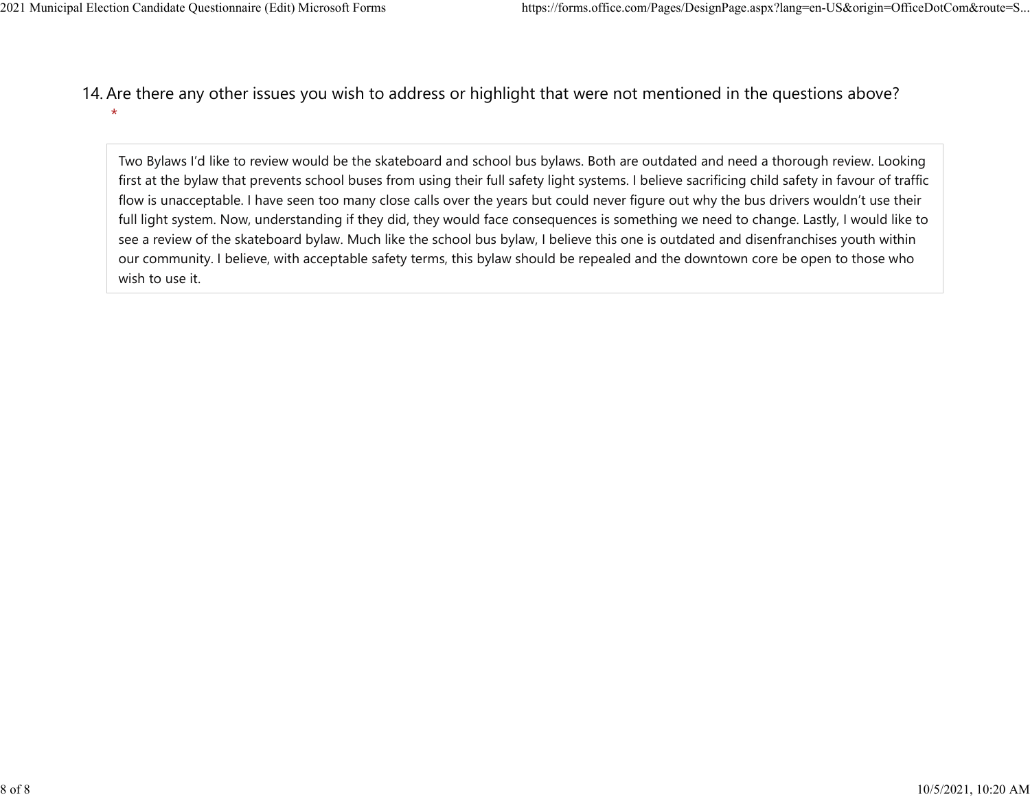14. Are there any other issues you wish to address or highlight that were not mentioned in the questions above?
*

Two Bylaws I'd like to review would be the skateboard and school bus bylaws. Both are outdated and need a thorough review. Looking first at the bylaw that prevents school buses from using their full safety light systems. I believe sacrificing child safety in favour of traffic flow is unacceptable. I have seen too many close calls over the years but could never figure out why the bus drivers wouldn't use their full light system. Now, understanding if they did, they would face consequences is something we need to change. Lastly, I would like to see a review of the skateboard bylaw. Much like the school bus bylaw, I believe this one is outdated and disenfranchises youth within our community. I believe, with acceptable safety terms, this bylaw should be repealed and the downtown core be open to those who wish to use it.